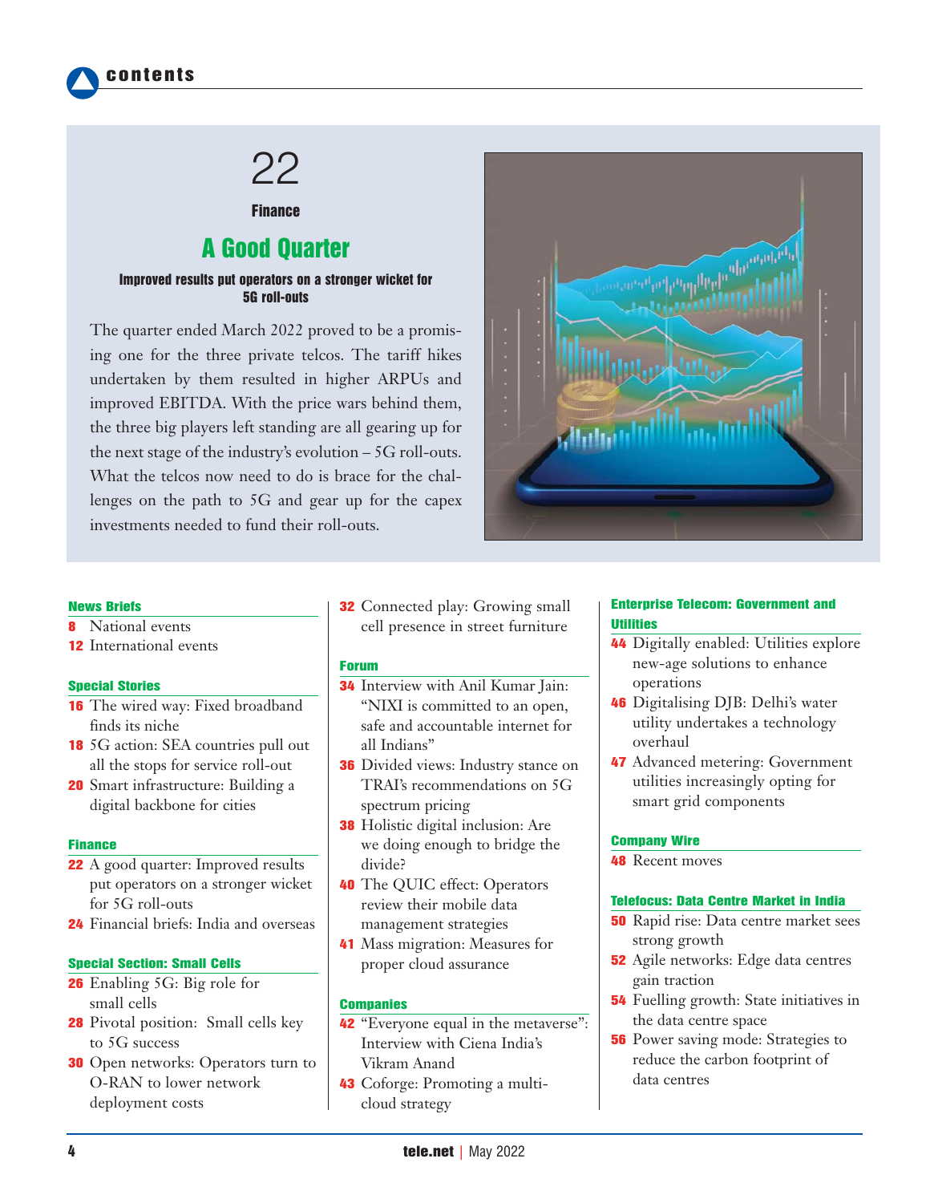# contents

## 22

**Finance**

## A Good Quarter

**Improved results put operators on a stronger wicket for 5G roll-outs**

The quarter ended March 2022 proved to be a promising one for the three private telcos. The tariff hikes undertaken by them resulted in higher ARPUs and improved EBITDA. With the price wars behind them, the three big players left standing are all gearing up for the next stage of the industry's evolution – 5G roll-outs. What the telcos now need to do is brace for the challenges on the path to 5G and gear up for the capex investments needed to fund their roll-outs.

### News Briefs

- **8** National events
- **12** International events

### Special Stories

- **16** The wired way: Fixed broadband finds its niche
- **18** 5G action: SEA countries pull out all the stops for service roll-out
- **20** Smart infrastructure: Building a digital backbone for cities

### Finance

- **22** A good quarter: Improved results put operators on a stronger wicket for 5G roll-outs
- **24** Financial briefs: India and overseas

### Special Section: Small Cells

- **26** Enabling 5G: Big role for small cells
- **28** Pivotal position: Small cells key to 5G success
- **30** Open networks: Operators turn to O-RAN to lower network deployment costs
- **32** Connected play: Growing small cell presence in street furniture

### Forum

- **34** Interview with Anil Kumar Jain: "NIXI is committed to an open, safe and accountable internet for all Indians"
- **36** Divided views: Industry stance on TRAI's recommendations on 5G spectrum pricing
- **38** Holistic digital inclusion: Are we doing enough to bridge the divide?
- **40** The QUIC effect: Operators review their mobile data management strategies
- **41** Mass migration: Measures for proper cloud assurance

### Companies

- **42** "Everyone equal in the metaverse": Interview with Ciena India's Vikram Anand
- **43** Coforge: Promoting a multi-cloud strategy

### Enterprise Telecom: Government and Utilities

- **44** Digitally enabled: Utilities explore new-age solutions to enhance operations
- **46** Digitalising DJB: Delhi's water utility undertakes a technology overhaul
- **47** Advanced metering: Government utilities increasingly opting for smart grid components

### Company Wire

- **48** Recent moves

### Telefocus: Data Centre Market in India

- **50** Rapid rise: Data centre market sees strong growth
- **52** Agile networks: Edge data centres gain traction
- **54** Fuelling growth: State initiatives in the data centre space
- **56** Power saving mode: Strategies to reduce the carbon footprint of data centres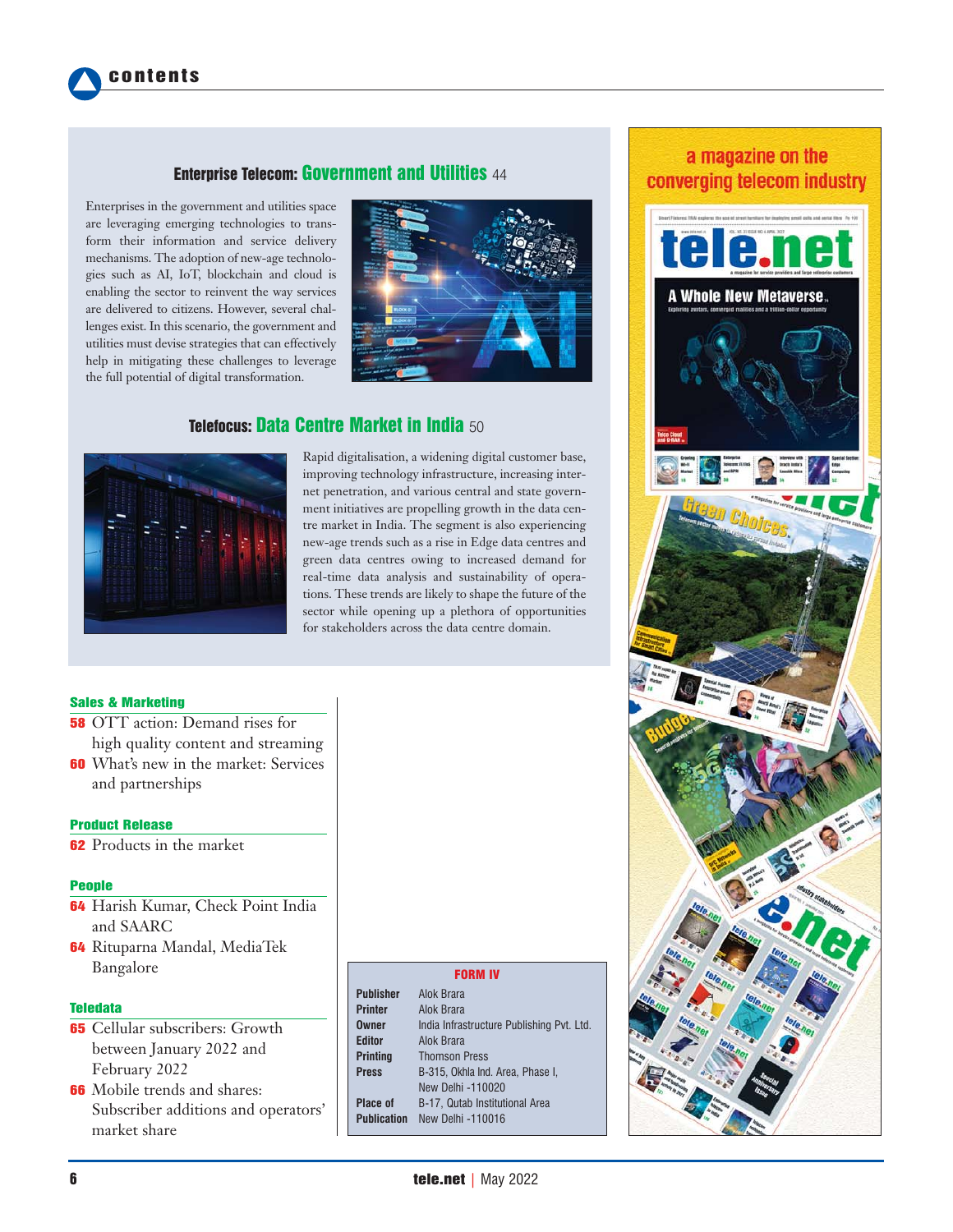## contents

### Enterprise Telecom: Government and Utilities 44

Enterprises in the government and utilities space are leveraging emerging technologies to transform their information and service delivery mechanisms. The adoption of new-age technologies such as AI, IoT, blockchain and cloud is enabling the sector to reinvent the way services are delivered to citizens. However, several challenges exist. In this scenario, the government and utilities must devise strategies that can effectively help in mitigating these challenges to leverage the full potential of digital transformation.

### Telefocus: Data Centre Market in India 50

Rapid digitalisation, a widening digital customer base, improving technology infrastructure, increasing internet penetration, and various central and state government initiatives are propelling growth in the data centre market in India. The segment is also experiencing new-age trends such as a rise in Edge data centres and green data centres owing to increased demand for real-time data analysis and sustainability of operations. These trends are likely to shape the future of the sector while opening up a plethora of opportunities for stakeholders across the data centre domain.

#### Sales & Marketing

**58** OTT action: Demand rises for high quality content and streaming

**60** What's new in the market: Services and partnerships

#### Product Release

**62** Products in the market

#### People

**64** Harish Kumar, Check Point India and SAARC

**64** Rituparna Mandal, MediaTek Bangalore

#### Teledata

**65** Cellular subscribers: Growth between January 2022 and February 2022

**66** Mobile trends and shares: Subscriber additions and operators' market share

#### FORM IV

| | |
|---|---|
| Publisher | Alok Brara |
| Printer | Alok Brara |
| Owner | India Infrastructure Publishing Pvt. Ltd. |
| Editor | Alok Brara |
| Printing Press | Thomson Press<br>B-315, Okhla Ind. Area, Phase I,<br>New Delhi -110020 |
| Place of Publication | B-17, Qutab Institutional Area<br>New Delhi -110016 |

a magazine on the converging telecom industry